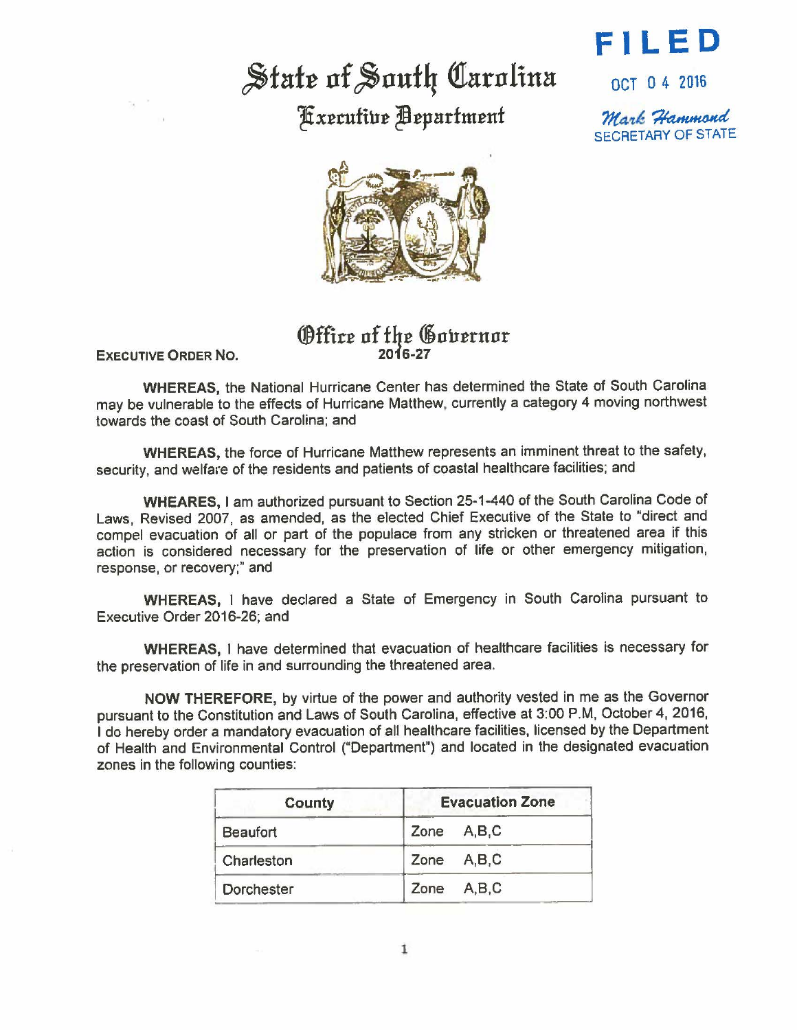# State of South Carolina

## Executive Department

**FILED**

OCT 04 2016

Mark Hammond
SECRETARY OF STATE

## Office of the Governor

**EXECUTIVE ORDER NO. 2016-27**

**WHEREAS,** the National Hurricane Center has determined the State of South Carolina may be vulnerable to the effects of Hurricane Matthew, currently a category 4 moving northwest towards the coast of South Carolina; and

**WHEREAS,** the force of Hurricane Matthew represents an imminent threat to the safety, security, and welfare of the residents and patients of coastal healthcare facilities; and

**WHEARES,** I am authorized pursuant to Section 25-1-440 of the South Carolina Code of Laws, Revised 2007, as amended, as the elected Chief Executive of the State to "direct and compel evacuation of all or part of the populace from any stricken or threatened area if this action is considered necessary for the preservation of life or other emergency mitigation, response, or recovery;" and

**WHEREAS,** I have declared a State of Emergency in South Carolina pursuant to Executive Order 2016-26; and

**WHEREAS,** I have determined that evacuation of healthcare facilities is necessary for the preservation of life in and surrounding the threatened area.

**NOW THEREFORE,** by virtue of the power and authority vested in me as the Governor pursuant to the Constitution and Laws of South Carolina, effective at 3:00 P.M, October 4, 2016, I do hereby order a mandatory evacuation of all healthcare facilities, licensed by the Department of Health and Environmental Control ("Department") and located in the designated evacuation zones in the following counties:

| County | Evacuation Zone |
|---|---|
| Beaufort | Zone A,B,C |
| Charleston | Zone A,B,C |
| Dorchester | Zone A,B,C |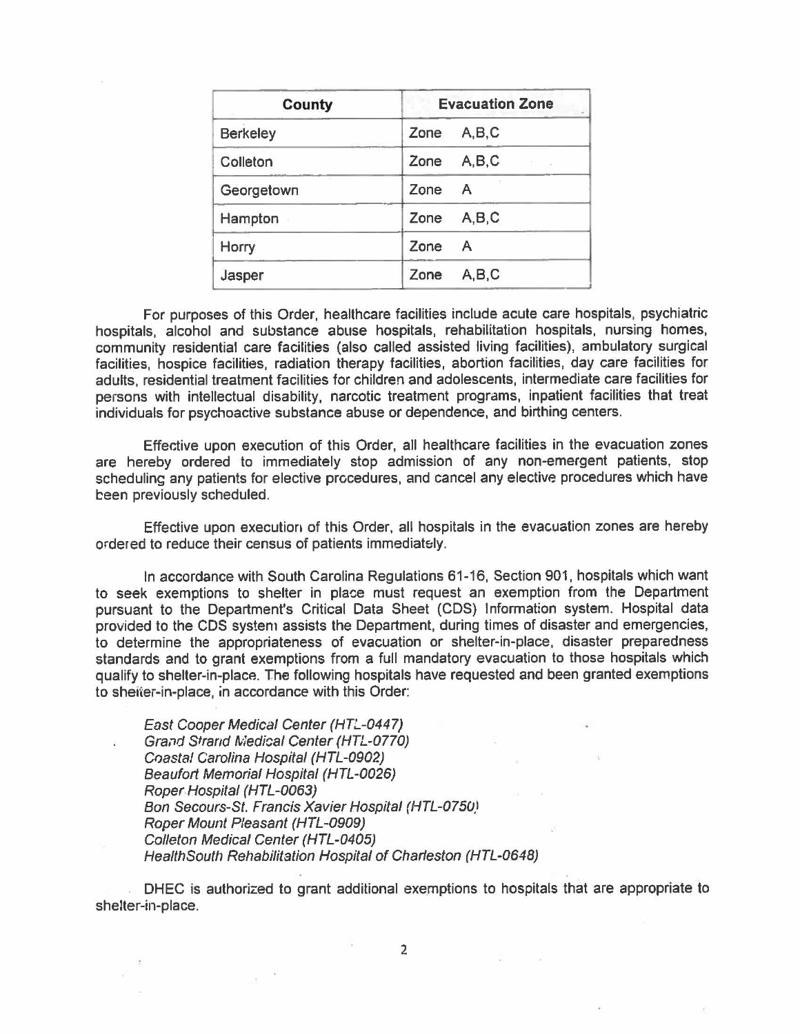| County | Evacuation Zone |
| --- | --- |
| Berkeley | Zone A,B,C |
| Colleton | Zone A,B,C |
| Georgetown | Zone A |
| Hampton | Zone A,B,C |
| Horry | Zone A |
| Jasper | Zone A,B,C |

For purposes of this Order, healthcare facilities include acute care hospitals, psychiatric hospitals, alcohol and substance abuse hospitals, rehabilitation hospitals, nursing homes, community residential care facilities (also called assisted living facilities), ambulatory surgical facilities, hospice facilities, radiation therapy facilities, abortion facilities, day care facilities for adults, residential treatment facilities for children and adolescents, intermediate care facilities for persons with intellectual disability, narcotic treatment programs, inpatient facilities that treat individuals for psychoactive substance abuse or dependence, and birthing centers.

Effective upon execution of this Order, all healthcare facilities in the evacuation zones are hereby ordered to immediately stop admission of any non-emergent patients, stop scheduling any patients for elective procedures, and cancel any elective procedures which have been previously scheduled.

Effective upon execution of this Order, all hospitals in the evacuation zones are hereby ordered to reduce their census of patients immediately.

In accordance with South Carolina Regulations 61-16, Section 901, hospitals which want to seek exemptions to shelter in place must request an exemption from the Department pursuant to the Department's Critical Data Sheet (CDS) Information system. Hospital data provided to the CDS system assists the Department, during times of disaster and emergencies, to determine the appropriateness of evacuation or shelter-in-place, disaster preparedness standards and to grant exemptions from a full mandatory evacuation to those hospitals which qualify to shelter-in-place. The following hospitals have requested and been granted exemptions to shelter-in-place, in accordance with this Order:

*East Cooper Medical Center (HTL-0447)*
*Grand Strand Medical Center (HTL-0770)*
*Coastal Carolina Hospital (HTL-0902)*
*Beaufort Memorial Hospital (HTL-0026)*
*Roper Hospital (HTL-0063)*
*Bon Secours-St. Francis Xavier Hospital (HTL-0750)*
*Roper Mount Pleasant (HTL-0909)*
*Colleton Medical Center (HTL-0405)*
*HealthSouth Rehabilitation Hospital of Charleston (HTL-0648)*

DHEC is authorized to grant additional exemptions to hospitals that are appropriate to shelter-in-place.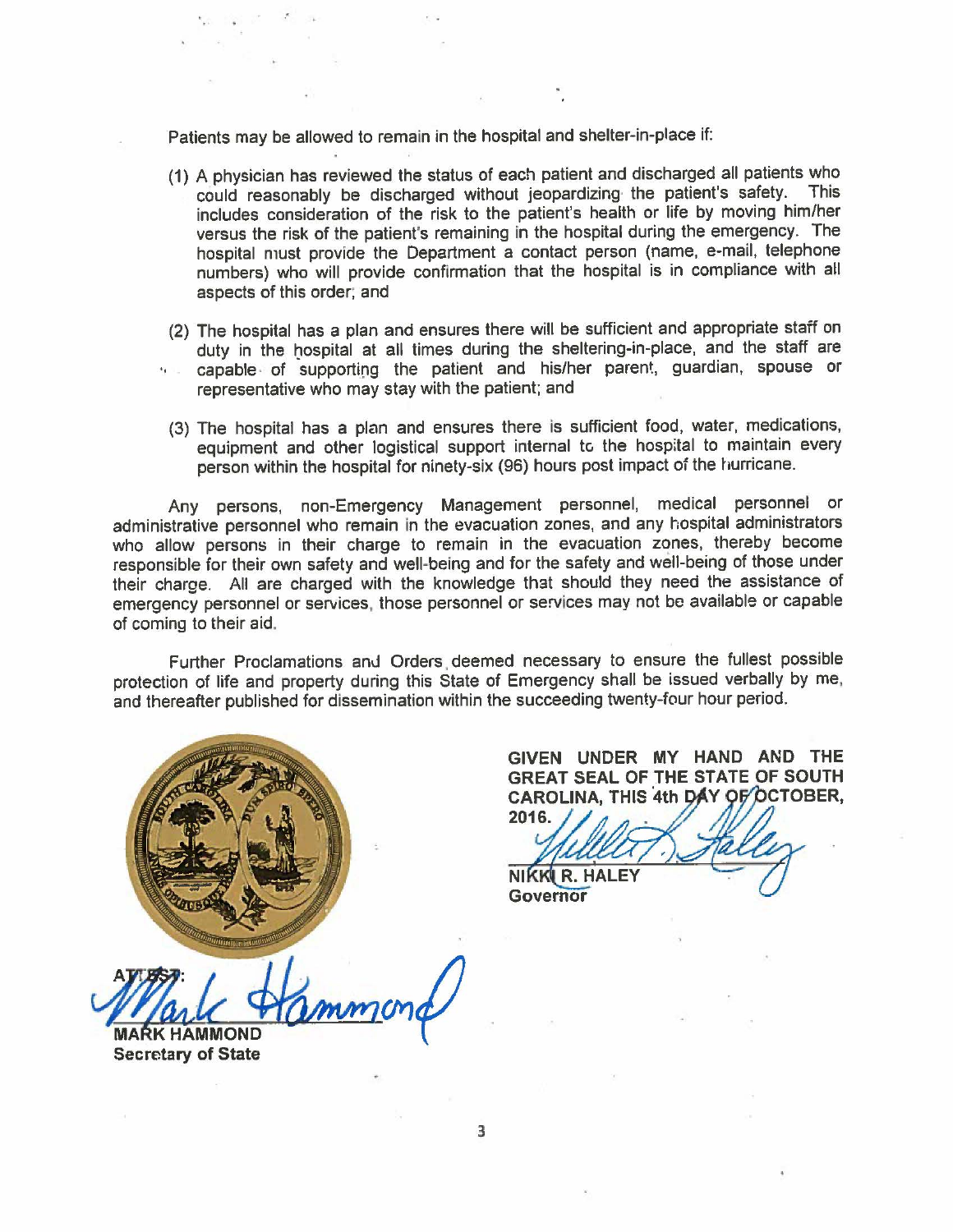Patients may be allowed to remain in the hospital and shelter-in-place if:

(1) A physician has reviewed the status of each patient and discharged all patients who could reasonably be discharged without jeopardizing the patient's safety. This includes consideration of the risk to the patient's health or life by moving him/her versus the risk of the patient's remaining in the hospital during the emergency. The hospital must provide the Department a contact person (name, e-mail, telephone numbers) who will provide confirmation that the hospital is in compliance with all aspects of this order; and

(2) The hospital has a plan and ensures there will be sufficient and appropriate staff on duty in the hospital at all times during the sheltering-in-place, and the staff are capable of supporting the patient and his/her parent, guardian, spouse or representative who may stay with the patient; and

(3) The hospital has a plan and ensures there is sufficient food, water, medications, equipment and other logistical support internal to the hospital to maintain every person within the hospital for ninety-six (96) hours post impact of the hurricane.

Any persons, non-Emergency Management personnel, medical personnel or administrative personnel who remain in the evacuation zones, and any hospital administrators who allow persons in their charge to remain in the evacuation zones, thereby become responsible for their own safety and well-being and for the safety and well-being of those under their charge. All are charged with the knowledge that should they need the assistance of emergency personnel or services, those personnel or services may not be available or capable of coming to their aid.

Further Proclamations and Orders deemed necessary to ensure the fullest possible protection of life and property during this State of Emergency shall be issued verbally by me, and thereafter published for dissemination within the succeeding twenty-four hour period.

**GIVEN UNDER MY HAND AND THE GREAT SEAL OF THE STATE OF SOUTH CAROLINA, THIS 4th DAY OF OCTOBER, 2016.**

**NIKKI R. HALEY**
**Governor**

**ATTEST:**

**MARK HAMMOND**
**Secretary of State**